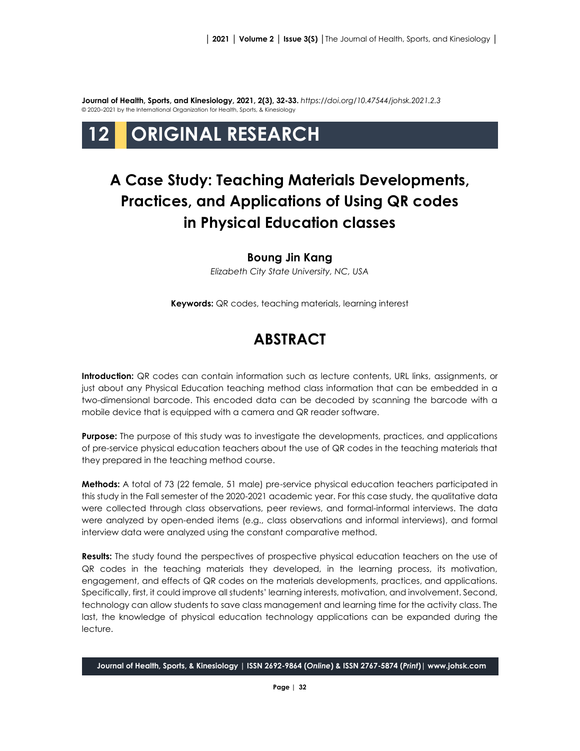**Journal of Health, Sports, and Kinesiology, 2021, 2(3), 32-33.** *https://doi.org/10.47544/johsk.2021.2.3*
© 2020–2021 by the International Organization for Health, Sports, & Kinesiology

# 12 ORIGINAL RESEARCH

# A Case Study: Teaching Materials Developments, Practices, and Applications of Using QR codes in Physical Education classes

**Boung Jin Kang**

*Elizabeth City State University, NC, USA*

**Keywords:** QR codes, teaching materials, learning interest

## ABSTRACT

**Introduction:** QR codes can contain information such as lecture contents, URL links, assignments, or just about any Physical Education teaching method class information that can be embedded in a two-dimensional barcode. This encoded data can be decoded by scanning the barcode with a mobile device that is equipped with a camera and QR reader software.

**Purpose:** The purpose of this study was to investigate the developments, practices, and applications of pre-service physical education teachers about the use of QR codes in the teaching materials that they prepared in the teaching method course.

**Methods:** A total of 73 (22 female, 51 male) pre-service physical education teachers participated in this study in the Fall semester of the 2020-2021 academic year. For this case study, the qualitative data were collected through class observations, peer reviews, and formal-informal interviews. The data were analyzed by open-ended items (e.g., class observations and informal interviews), and formal interview data were analyzed using the constant comparative method.

**Results:** The study found the perspectives of prospective physical education teachers on the use of QR codes in the teaching materials they developed, in the learning process, its motivation, engagement, and effects of QR codes on the materials developments, practices, and applications. Specifically, first, it could improve all students' learning interests, motivation, and involvement. Second, technology can allow students to save class management and learning time for the activity class. The last, the knowledge of physical education technology applications can be expanded during the lecture.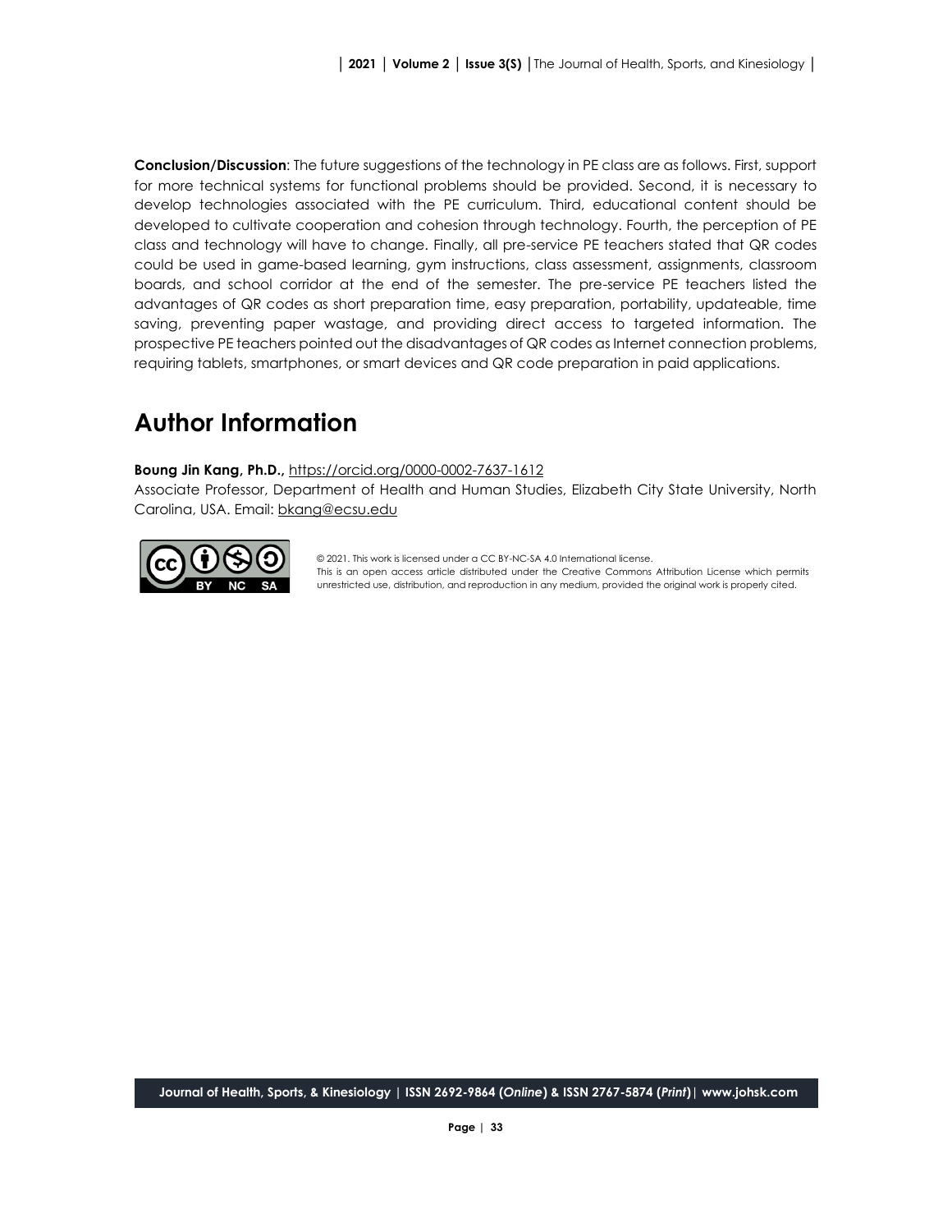**Conclusion/Discussion**: The future suggestions of the technology in PE class are as follows. First, support for more technical systems for functional problems should be provided. Second, it is necessary to develop technologies associated with the PE curriculum. Third, educational content should be developed to cultivate cooperation and cohesion through technology. Fourth, the perception of PE class and technology will have to change. Finally, all pre-service PE teachers stated that QR codes could be used in game-based learning, gym instructions, class assessment, assignments, classroom boards, and school corridor at the end of the semester. The pre-service PE teachers listed the advantages of QR codes as short preparation time, easy preparation, portability, updateable, time saving, preventing paper wastage, and providing direct access to targeted information. The prospective PE teachers pointed out the disadvantages of QR codes as Internet connection problems, requiring tablets, smartphones, or smart devices and QR code preparation in paid applications.

# Author Information

**Boung Jin Kang, Ph.D.,** https://orcid.org/0000-0002-7637-1612
Associate Professor, Department of Health and Human Studies, Elizabeth City State University, North Carolina, USA. Email: bkang@ecsu.edu

© 2021. This work is licensed under a CC BY-NC-SA 4.0 International license.
This is an open access article distributed under the Creative Commons Attribution License which permits unrestricted use, distribution, and reproduction in any medium, provided the original work is properly cited.